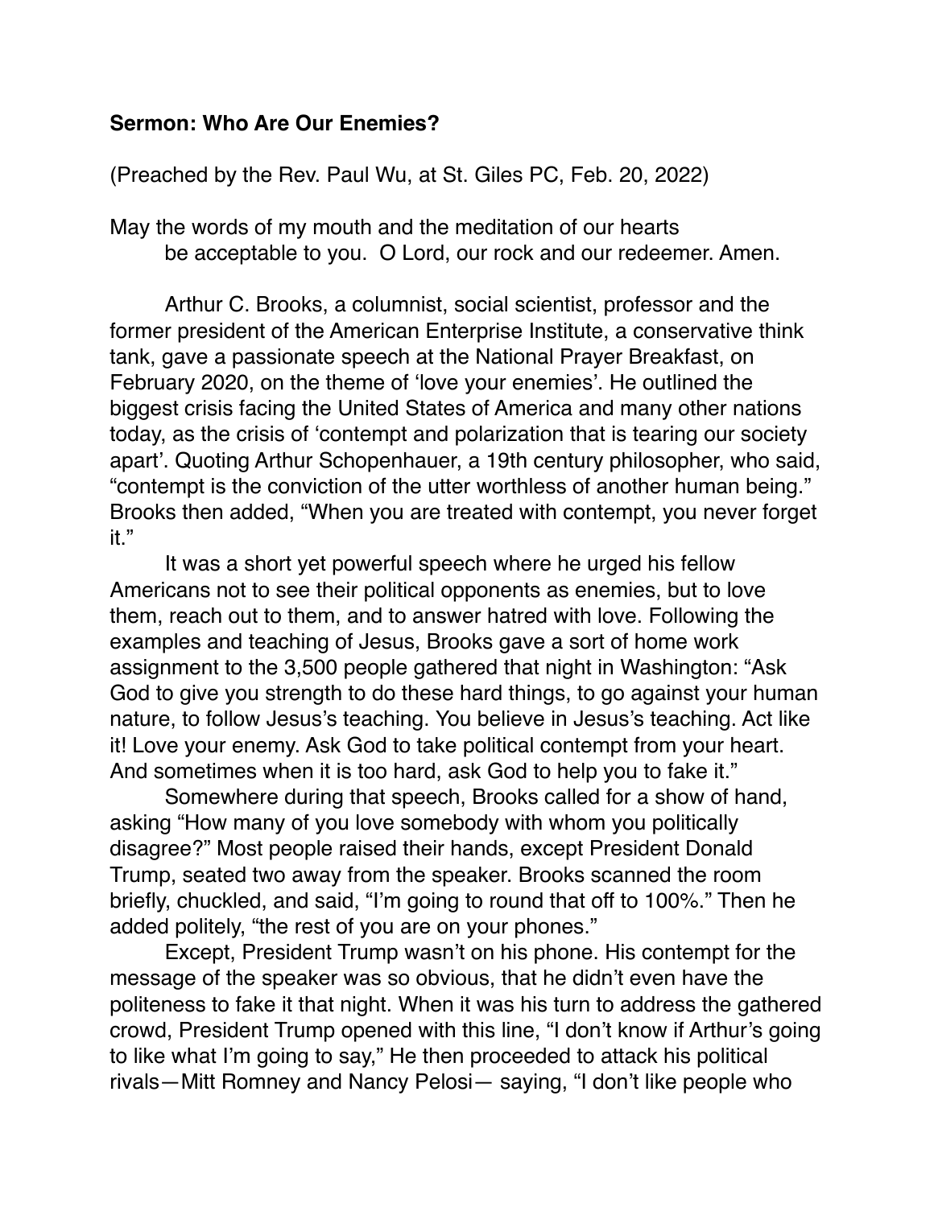**Sermon: Who Are Our Enemies?**

(Preached by the Rev. Paul Wu, at St. Giles PC, Feb. 20, 2022)

May the words of my mouth and the meditation of our hearts
be acceptable to you. O Lord, our rock and our redeemer. Amen.

Arthur C. Brooks, a columnist, social scientist, professor and the former president of the American Enterprise Institute, a conservative think tank, gave a passionate speech at the National Prayer Breakfast, on February 2020, on the theme of 'love your enemies'. He outlined the biggest crisis facing the United States of America and many other nations today, as the crisis of 'contempt and polarization that is tearing our society apart'. Quoting Arthur Schopenhauer, a 19th century philosopher, who said, "contempt is the conviction of the utter worthless of another human being." Brooks then added, "When you are treated with contempt, you never forget it."

It was a short yet powerful speech where he urged his fellow Americans not to see their political opponents as enemies, but to love them, reach out to them, and to answer hatred with love. Following the examples and teaching of Jesus, Brooks gave a sort of home work assignment to the 3,500 people gathered that night in Washington: "Ask God to give you strength to do these hard things, to go against your human nature, to follow Jesus's teaching. You believe in Jesus's teaching. Act like it! Love your enemy. Ask God to take political contempt from your heart. And sometimes when it is too hard, ask God to help you to fake it."

Somewhere during that speech, Brooks called for a show of hand, asking "How many of you love somebody with whom you politically disagree?" Most people raised their hands, except President Donald Trump, seated two away from the speaker. Brooks scanned the room briefly, chuckled, and said, "I'm going to round that off to 100%." Then he added politely, "the rest of you are on your phones."

Except, President Trump wasn't on his phone. His contempt for the message of the speaker was so obvious, that he didn't even have the politeness to fake it that night. When it was his turn to address the gathered crowd, President Trump opened with this line, "I don't know if Arthur's going to like what I'm going to say," He then proceeded to attack his political rivals—Mitt Romney and Nancy Pelosi— saying, "I don't like people who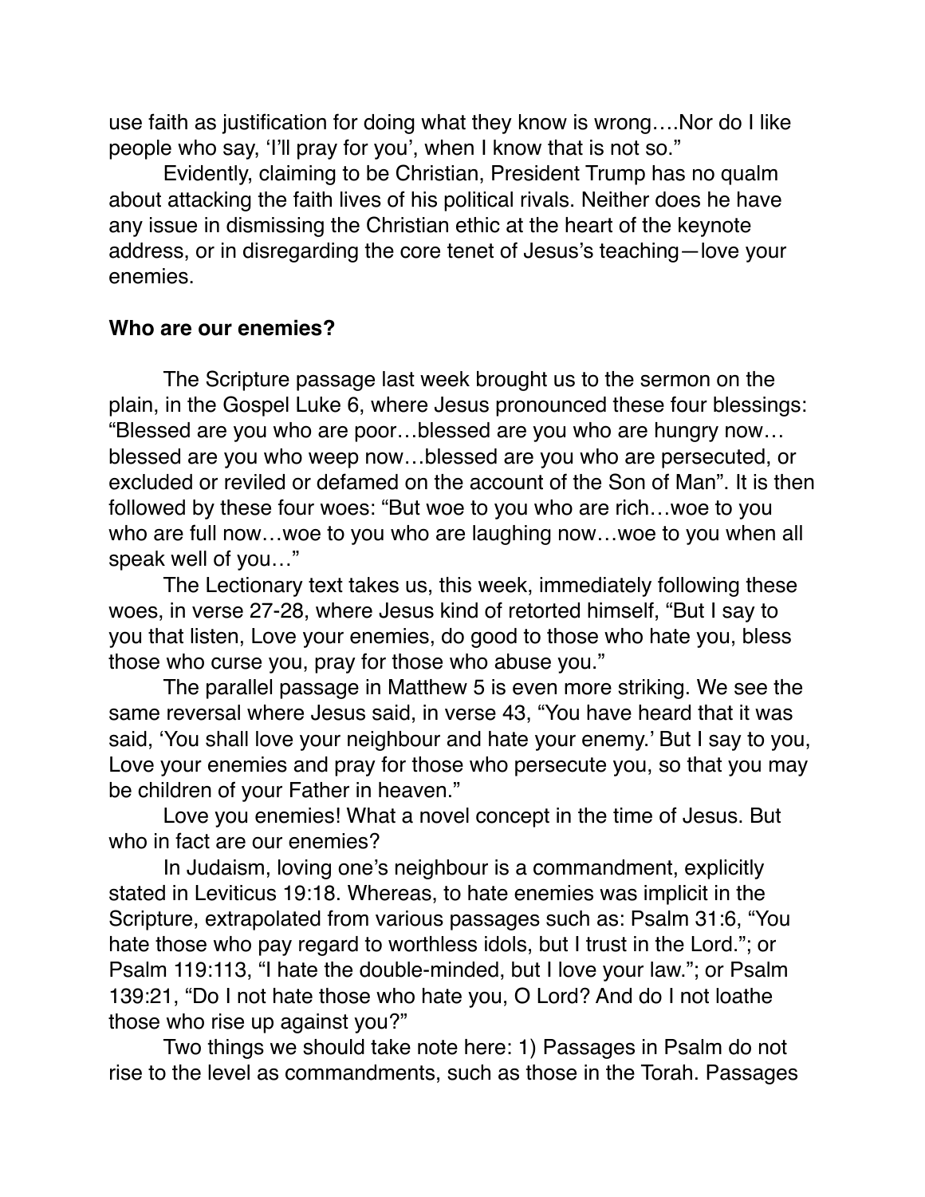use faith as justification for doing what they know is wrong….Nor do I like people who say, 'I'll pray for you', when I know that is not so."

Evidently, claiming to be Christian, President Trump has no qualm about attacking the faith lives of his political rivals. Neither does he have any issue in dismissing the Christian ethic at the heart of the keynote address, or in disregarding the core tenet of Jesus's teaching—love your enemies.

**Who are our enemies?**

The Scripture passage last week brought us to the sermon on the plain, in the Gospel Luke 6, where Jesus pronounced these four blessings: "Blessed are you who are poor…blessed are you who are hungry now…blessed are you who weep now…blessed are you who are persecuted, or excluded or reviled or defamed on the account of the Son of Man". It is then followed by these four woes: "But woe to you who are rich…woe to you who are full now…woe to you who are laughing now…woe to you when all speak well of you…"

The Lectionary text takes us, this week, immediately following these woes, in verse 27-28, where Jesus kind of retorted himself, "But I say to you that listen, Love your enemies, do good to those who hate you, bless those who curse you, pray for those who abuse you."

The parallel passage in Matthew 5 is even more striking. We see the same reversal where Jesus said, in verse 43, "You have heard that it was said, 'You shall love your neighbour and hate your enemy.' But I say to you, Love your enemies and pray for those who persecute you, so that you may be children of your Father in heaven."

Love you enemies! What a novel concept in the time of Jesus. But who in fact are our enemies?

In Judaism, loving one's neighbour is a commandment, explicitly stated in Leviticus 19:18. Whereas, to hate enemies was implicit in the Scripture, extrapolated from various passages such as: Psalm 31:6, "You hate those who pay regard to worthless idols, but I trust in the Lord."; or Psalm 119:113, "I hate the double-minded, but I love your law."; or Psalm 139:21, "Do I not hate those who hate you, O Lord? And do I not loathe those who rise up against you?"

Two things we should take note here: 1) Passages in Psalm do not rise to the level as commandments, such as those in the Torah. Passages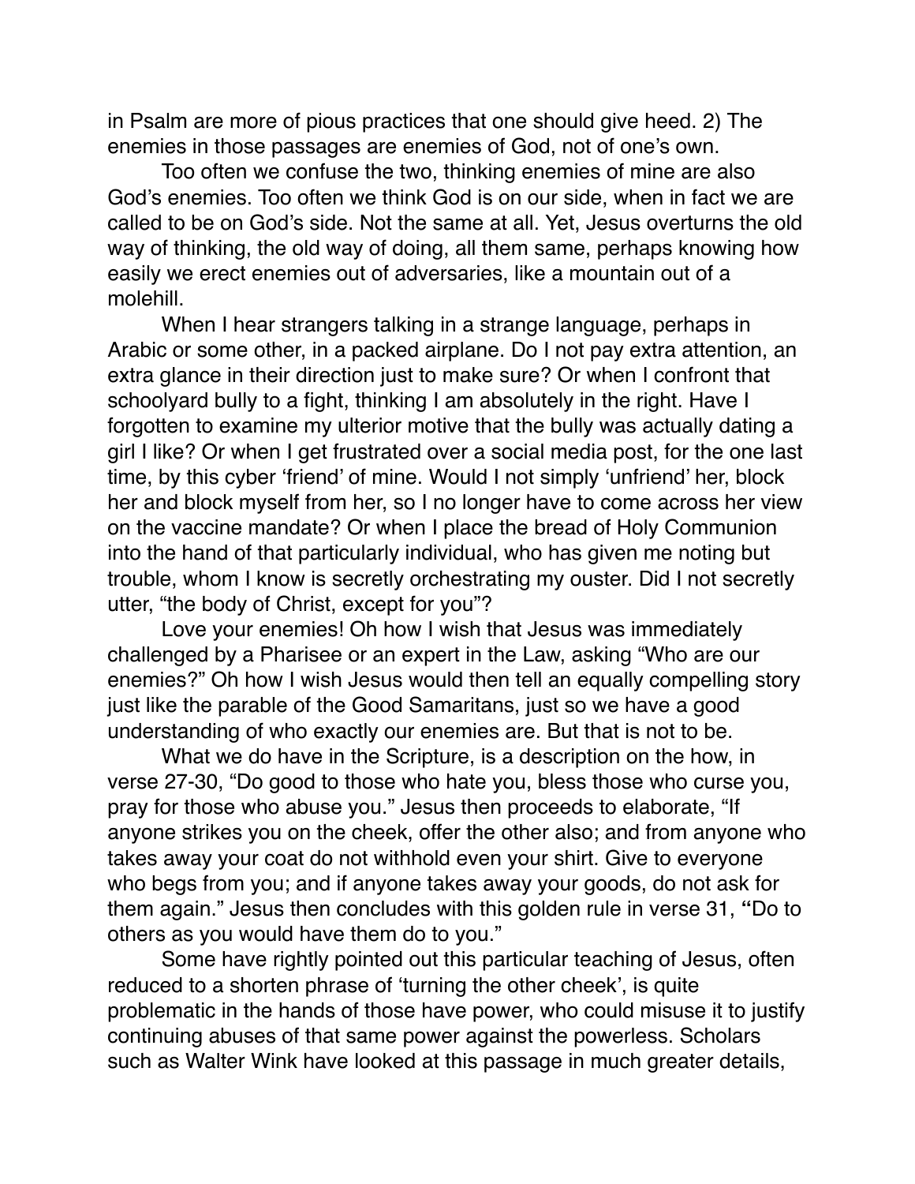in Psalm are more of pious practices that one should give heed. 2) The enemies in those passages are enemies of God, not of one's own.

Too often we confuse the two, thinking enemies of mine are also God's enemies. Too often we think God is on our side, when in fact we are called to be on God's side. Not the same at all. Yet, Jesus overturns the old way of thinking, the old way of doing, all them same, perhaps knowing how easily we erect enemies out of adversaries, like a mountain out of a molehill.

When I hear strangers talking in a strange language, perhaps in Arabic or some other, in a packed airplane. Do I not pay extra attention, an extra glance in their direction just to make sure? Or when I confront that schoolyard bully to a fight, thinking I am absolutely in the right. Have I forgotten to examine my ulterior motive that the bully was actually dating a girl I like? Or when I get frustrated over a social media post, for the one last time, by this cyber 'friend' of mine. Would I not simply 'unfriend' her, block her and block myself from her, so I no longer have to come across her view on the vaccine mandate? Or when I place the bread of Holy Communion into the hand of that particularly individual, who has given me noting but trouble, whom I know is secretly orchestrating my ouster. Did I not secretly utter, "the body of Christ, except for you"?

Love your enemies! Oh how I wish that Jesus was immediately challenged by a Pharisee or an expert in the Law, asking "Who are our enemies?" Oh how I wish Jesus would then tell an equally compelling story just like the parable of the Good Samaritans, just so we have a good understanding of who exactly our enemies are. But that is not to be.

What we do have in the Scripture, is a description on the how, in verse 27-30, "Do good to those who hate you, bless those who curse you, pray for those who abuse you." Jesus then proceeds to elaborate, "If anyone strikes you on the cheek, offer the other also; and from anyone who takes away your coat do not withhold even your shirt. Give to everyone who begs from you; and if anyone takes away your goods, do not ask for them again." Jesus then concludes with this golden rule in verse 31, "Do to others as you would have them do to you."

Some have rightly pointed out this particular teaching of Jesus, often reduced to a shorten phrase of 'turning the other cheek', is quite problematic in the hands of those have power, who could misuse it to justify continuing abuses of that same power against the powerless. Scholars such as Walter Wink have looked at this passage in much greater details,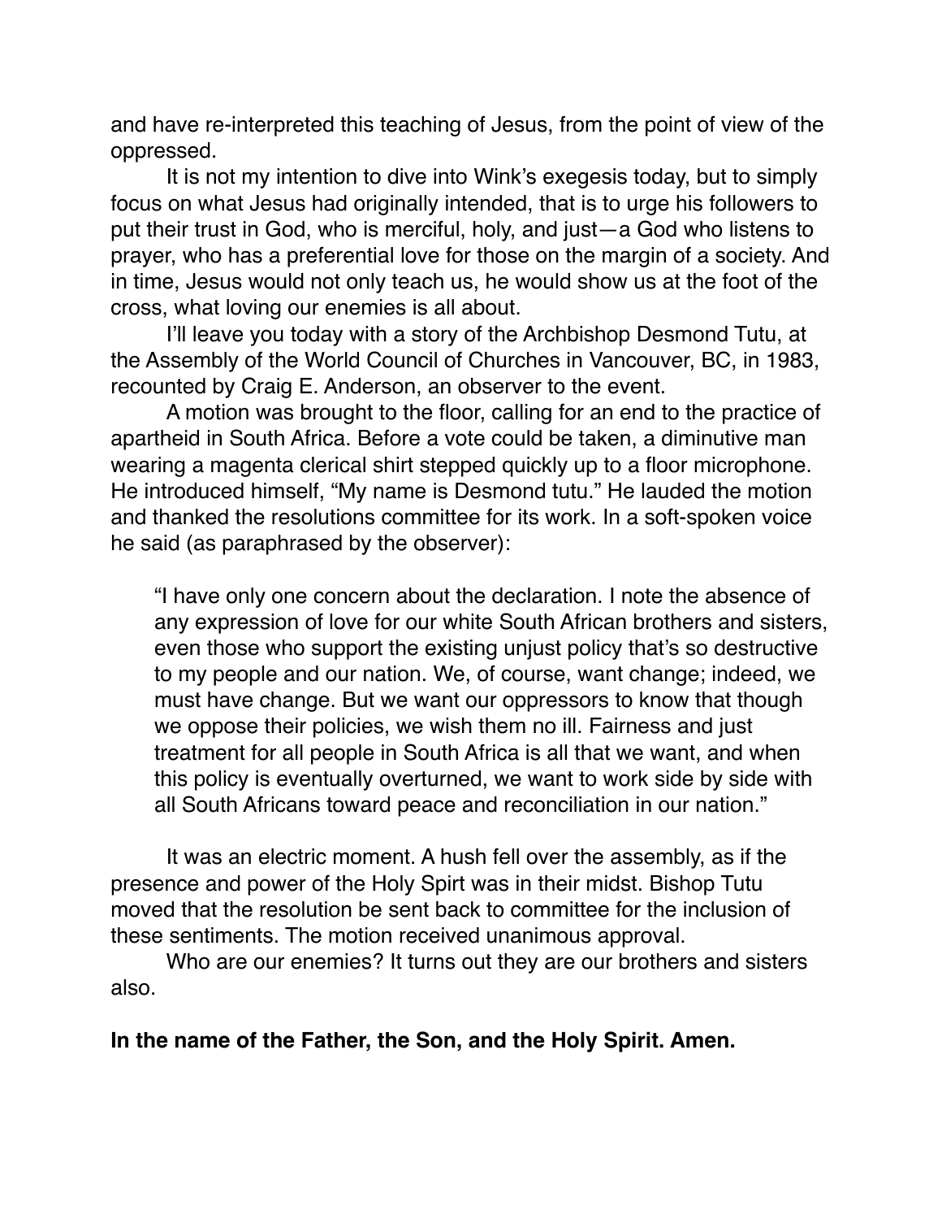and have re-interpreted this teaching of Jesus, from the point of view of the oppressed.

It is not my intention to dive into Wink's exegesis today, but to simply focus on what Jesus had originally intended, that is to urge his followers to put their trust in God, who is merciful, holy, and just—a God who listens to prayer, who has a preferential love for those on the margin of a society. And in time, Jesus would not only teach us, he would show us at the foot of the cross, what loving our enemies is all about.

I'll leave you today with a story of the Archbishop Desmond Tutu, at the Assembly of the World Council of Churches in Vancouver, BC, in 1983, recounted by Craig E. Anderson, an observer to the event.

A motion was brought to the floor, calling for an end to the practice of apartheid in South Africa. Before a vote could be taken, a diminutive man wearing a magenta clerical shirt stepped quickly up to a floor microphone. He introduced himself, "My name is Desmond tutu." He lauded the motion and thanked the resolutions committee for its work. In a soft-spoken voice he said (as paraphrased by the observer):

> "I have only one concern about the declaration. I note the absence of any expression of love for our white South African brothers and sisters, even those who support the existing unjust policy that's so destructive to my people and our nation. We, of course, want change; indeed, we must have change. But we want our oppressors to know that though we oppose their policies, we wish them no ill. Fairness and just treatment for all people in South Africa is all that we want, and when this policy is eventually overturned, we want to work side by side with all South Africans toward peace and reconciliation in our nation."

It was an electric moment. A hush fell over the assembly, as if the presence and power of the Holy Spirt was in their midst. Bishop Tutu moved that the resolution be sent back to committee for the inclusion of these sentiments. The motion received unanimous approval.

Who are our enemies? It turns out they are our brothers and sisters also.

**In the name of the Father, the Son, and the Holy Spirit. Amen.**